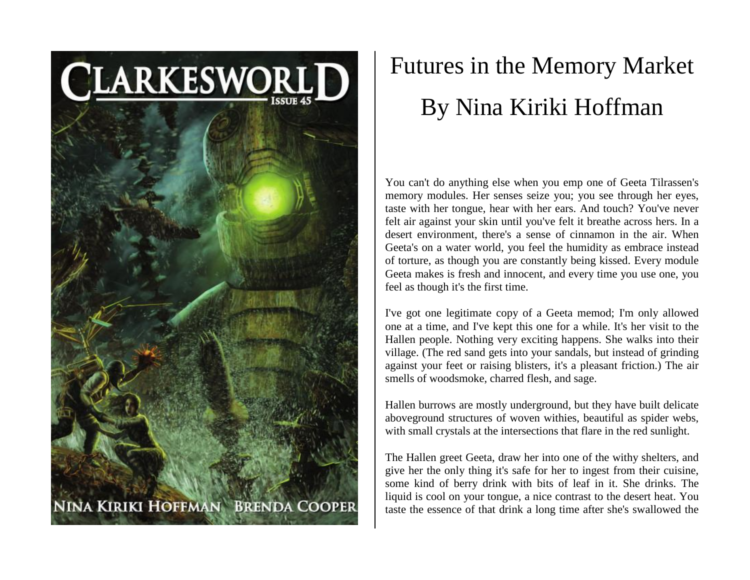# Futures in the Memory Market

## By Nina Kiriki Hoffman

You can't do anything else when you emp one of Geeta Tilrassen's memory modules. Her senses seize you; you see through her eyes, taste with her tongue, hear with her ears. And touch? You've never felt air against your skin until you've felt it breathe across hers. In a desert environment, there's a sense of cinnamon in the air. When Geeta's on a water world, you feel the humidity as embrace instead of torture, as though you are constantly being kissed. Every module Geeta makes is fresh and innocent, and every time you use one, you feel as though it's the first time.

I've got one legitimate copy of a Geeta memod; I'm only allowed one at a time, and I've kept this one for a while. It's her visit to the Hallen people. Nothing very exciting happens. She walks into their village. (The red sand gets into your sandals, but instead of grinding against your feet or raising blisters, it's a pleasant friction.) The air smells of woodsmoke, charred flesh, and sage.

Hallen burrows are mostly underground, but they have built delicate aboveground structures of woven withies, beautiful as spider webs, with small crystals at the intersections that flare in the red sunlight.

The Hallen greet Geeta, draw her into one of the withy shelters, and give her the only thing it's safe for her to ingest from their cuisine, some kind of berry drink with bits of leaf in it. She drinks. The liquid is cool on your tongue, a nice contrast to the desert heat. You taste the essence of that drink a long time after she's swallowed the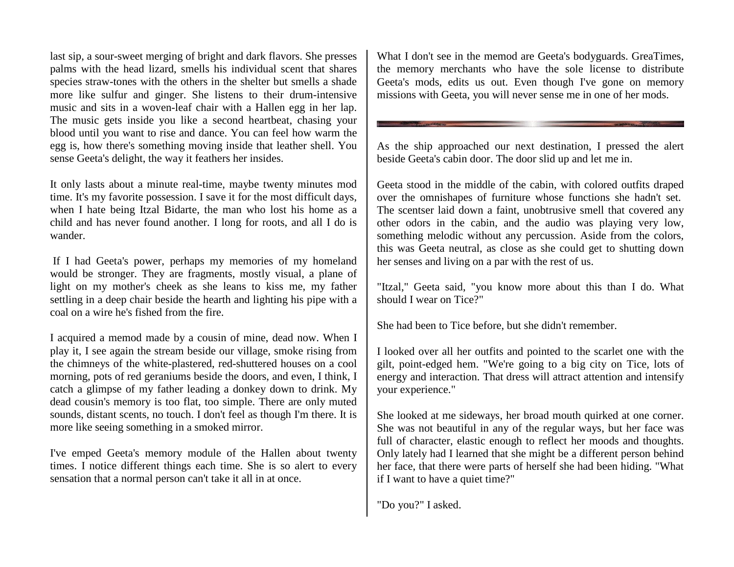last sip, a sour-sweet merging of bright and dark flavors. She presses palms with the head lizard, smells his individual scent that shares species straw-tones with the others in the shelter but smells a shade more like sulfur and ginger. She listens to their drum-intensive music and sits in a woven-leaf chair with a Hallen egg in her lap. The music gets inside you like a second heartbeat, chasing your blood until you want to rise and dance. You can feel how warm the egg is, how there's something moving inside that leather shell. You sense Geeta's delight, the way it feathers her insides.

It only lasts about a minute real-time, maybe twenty minutes mod time. It's my favorite possession. I save it for the most difficult days, when I hate being Itzal Bidarte, the man who lost his home as a child and has never found another. I long for roots, and all I do is wander.

If I had Geeta's power, perhaps my memories of my homeland would be stronger. They are fragments, mostly visual, a plane of light on my mother's cheek as she leans to kiss me, my father settling in a deep chair beside the hearth and lighting his pipe with a coal on a wire he's fished from the fire.

I acquired a memod made by a cousin of mine, dead now. When I play it, I see again the stream beside our village, smoke rising from the chimneys of the white-plastered, red-shuttered houses on a cool morning, pots of red geraniums beside the doors, and even, I think, I catch a glimpse of my father leading a donkey down to drink. My dead cousin's memory is too flat, too simple. There are only muted sounds, distant scents, no touch. I don't feel as though I'm there. It is more like seeing something in a smoked mirror.

I've emped Geeta's memory module of the Hallen about twenty times. I notice different things each time. She is so alert to every sensation that a normal person can't take it all in at once.

What I don't see in the memod are Geeta's bodyguards. GreaTimes, the memory merchants who have the sole license to distribute Geeta's mods, edits us out. Even though I've gone on memory missions with Geeta, you will never sense me in one of her mods.

---

As the ship approached our next destination, I pressed the alert beside Geeta's cabin door. The door slid up and let me in.

Geeta stood in the middle of the cabin, with colored outfits draped over the omnishapes of furniture whose functions she hadn't set. The scentser laid down a faint, unobtrusive smell that covered any other odors in the cabin, and the audio was playing very low, something melodic without any percussion. Aside from the colors, this was Geeta neutral, as close as she could get to shutting down her senses and living on a par with the rest of us.

"Itzal," Geeta said, "you know more about this than I do. What should I wear on Tice?"

She had been to Tice before, but she didn't remember.

I looked over all her outfits and pointed to the scarlet one with the gilt, point-edged hem. "We're going to a big city on Tice, lots of energy and interaction. That dress will attract attention and intensify your experience."

She looked at me sideways, her broad mouth quirked at one corner. She was not beautiful in any of the regular ways, but her face was full of character, elastic enough to reflect her moods and thoughts. Only lately had I learned that she might be a different person behind her face, that there were parts of herself she had been hiding. "What if I want to have a quiet time?"

"Do you?" I asked.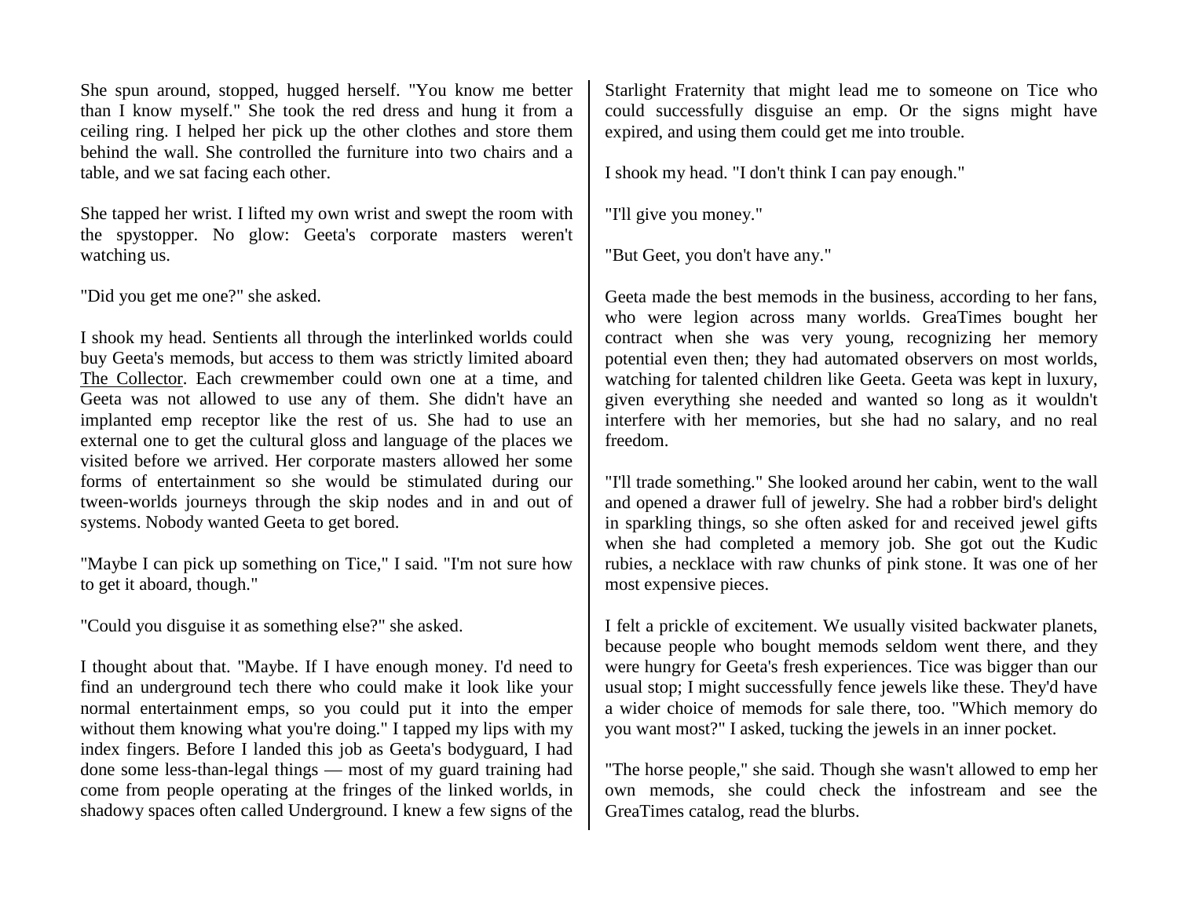She spun around, stopped, hugged herself. "You know me better than I know myself." She took the red dress and hung it from a ceiling ring. I helped her pick up the other clothes and store them behind the wall. She controlled the furniture into two chairs and a table, and we sat facing each other.

She tapped her wrist. I lifted my own wrist and swept the room with the spystopper. No glow: Geeta's corporate masters weren't watching us.

"Did you get me one?" she asked.

I shook my head. Sentients all through the interlinked worlds could buy Geeta's memods, but access to them was strictly limited aboard The Collector. Each crewmember could own one at a time, and Geeta was not allowed to use any of them. She didn't have an implanted emp receptor like the rest of us. She had to use an external one to get the cultural gloss and language of the places we visited before we arrived. Her corporate masters allowed her some forms of entertainment so she would be stimulated during our tween-worlds journeys through the skip nodes and in and out of systems. Nobody wanted Geeta to get bored.

"Maybe I can pick up something on Tice," I said. "I'm not sure how to get it aboard, though."

"Could you disguise it as something else?" she asked.

I thought about that. "Maybe. If I have enough money. I'd need to find an underground tech there who could make it look like your normal entertainment emps, so you could put it into the emper without them knowing what you're doing." I tapped my lips with my index fingers. Before I landed this job as Geeta's bodyguard, I had done some less-than-legal things — most of my guard training had come from people operating at the fringes of the linked worlds, in shadowy spaces often called Underground. I knew a few signs of the Starlight Fraternity that might lead me to someone on Tice who could successfully disguise an emp. Or the signs might have expired, and using them could get me into trouble.

I shook my head. "I don't think I can pay enough."

"I'll give you money."

"But Geet, you don't have any."

Geeta made the best memods in the business, according to her fans, who were legion across many worlds. GreaTimes bought her contract when she was very young, recognizing her memory potential even then; they had automated observers on most worlds, watching for talented children like Geeta. Geeta was kept in luxury, given everything she needed and wanted so long as it wouldn't interfere with her memories, but she had no salary, and no real freedom.

"I'll trade something." She looked around her cabin, went to the wall and opened a drawer full of jewelry. She had a robber bird's delight in sparkling things, so she often asked for and received jewel gifts when she had completed a memory job. She got out the Kudic rubies, a necklace with raw chunks of pink stone. It was one of her most expensive pieces.

I felt a prickle of excitement. We usually visited backwater planets, because people who bought memods seldom went there, and they were hungry for Geeta's fresh experiences. Tice was bigger than our usual stop; I might successfully fence jewels like these. They'd have a wider choice of memods for sale there, too. "Which memory do you want most?" I asked, tucking the jewels in an inner pocket.

"The horse people," she said. Though she wasn't allowed to emp her own memods, she could check the infostream and see the GreaTimes catalog, read the blurbs.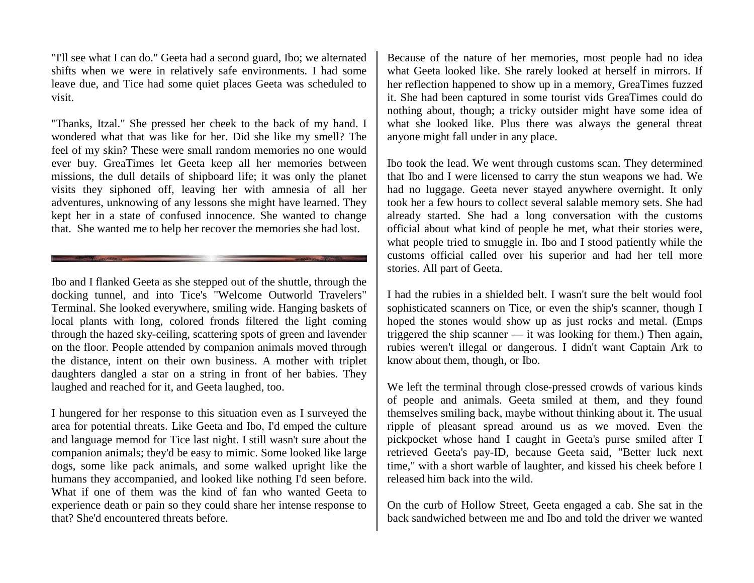"I'll see what I can do." Geeta had a second guard, Ibo; we alternated shifts when we were in relatively safe environments. I had some leave due, and Tice had some quiet places Geeta was scheduled to visit.

"Thanks, Itzal." She pressed her cheek to the back of my hand. I wondered what that was like for her. Did she like my smell? The feel of my skin? These were small random memories no one would ever buy. GreaTimes let Geeta keep all her memories between missions, the dull details of shipboard life; it was only the planet visits they siphoned off, leaving her with amnesia of all her adventures, unknowing of any lessons she might have learned. They kept her in a state of confused innocence. She wanted to change that. She wanted me to help her recover the memories she had lost.

---

Ibo and I flanked Geeta as she stepped out of the shuttle, through the docking tunnel, and into Tice's "Welcome Outworld Travelers" Terminal. She looked everywhere, smiling wide. Hanging baskets of local plants with long, colored fronds filtered the light coming through the hazed sky-ceiling, scattering spots of green and lavender on the floor. People attended by companion animals moved through the distance, intent on their own business. A mother with triplet daughters dangled a star on a string in front of her babies. They laughed and reached for it, and Geeta laughed, too.

I hungered for her response to this situation even as I surveyed the area for potential threats. Like Geeta and Ibo, I'd emped the culture and language memod for Tice last night. I still wasn't sure about the companion animals; they'd be easy to mimic. Some looked like large dogs, some like pack animals, and some walked upright like the humans they accompanied, and looked like nothing I'd seen before. What if one of them was the kind of fan who wanted Geeta to experience death or pain so they could share her intense response to that? She'd encountered threats before.

Because of the nature of her memories, most people had no idea what Geeta looked like. She rarely looked at herself in mirrors. If her reflection happened to show up in a memory, GreaTimes fuzzed it. She had been captured in some tourist vids GreaTimes could do nothing about, though; a tricky outsider might have some idea of what she looked like. Plus there was always the general threat anyone might fall under in any place.

Ibo took the lead. We went through customs scan. They determined that Ibo and I were licensed to carry the stun weapons we had. We had no luggage. Geeta never stayed anywhere overnight. It only took her a few hours to collect several salable memory sets. She had already started. She had a long conversation with the customs official about what kind of people he met, what their stories were, what people tried to smuggle in. Ibo and I stood patiently while the customs official called over his superior and had her tell more stories. All part of Geeta.

I had the rubies in a shielded belt. I wasn't sure the belt would fool sophisticated scanners on Tice, or even the ship's scanner, though I hoped the stones would show up as just rocks and metal. (Emps triggered the ship scanner — it was looking for them.) Then again, rubies weren't illegal or dangerous. I didn't want Captain Ark to know about them, though, or Ibo.

We left the terminal through close-pressed crowds of various kinds of people and animals. Geeta smiled at them, and they found themselves smiling back, maybe without thinking about it. The usual ripple of pleasant spread around us as we moved. Even the pickpocket whose hand I caught in Geeta's purse smiled after I retrieved Geeta's pay-ID, because Geeta said, "Better luck next time," with a short warble of laughter, and kissed his cheek before I released him back into the wild.

On the curb of Hollow Street, Geeta engaged a cab. She sat in the back sandwiched between me and Ibo and told the driver we wanted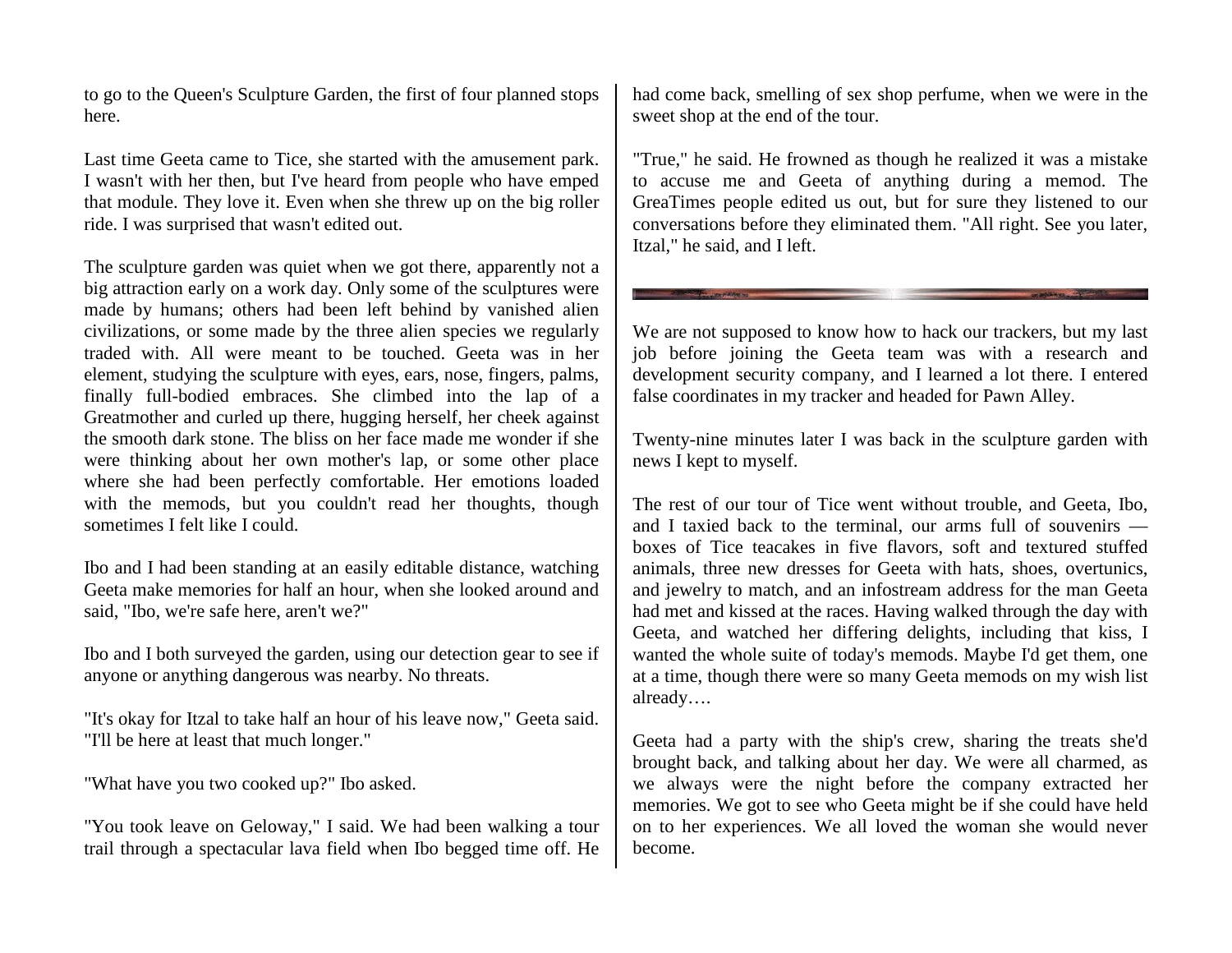to go to the Queen's Sculpture Garden, the first of four planned stops here.

Last time Geeta came to Tice, she started with the amusement park. I wasn't with her then, but I've heard from people who have emped that module. They love it. Even when she threw up on the big roller ride. I was surprised that wasn't edited out.

The sculpture garden was quiet when we got there, apparently not a big attraction early on a work day. Only some of the sculptures were made by humans; others had been left behind by vanished alien civilizations, or some made by the three alien species we regularly traded with. All were meant to be touched. Geeta was in her element, studying the sculpture with eyes, ears, nose, fingers, palms, finally full-bodied embraces. She climbed into the lap of a Greatmother and curled up there, hugging herself, her cheek against the smooth dark stone. The bliss on her face made me wonder if she were thinking about her own mother's lap, or some other place where she had been perfectly comfortable. Her emotions loaded with the memods, but you couldn't read her thoughts, though sometimes I felt like I could.

Ibo and I had been standing at an easily editable distance, watching Geeta make memories for half an hour, when she looked around and said, "Ibo, we're safe here, aren't we?"

Ibo and I both surveyed the garden, using our detection gear to see if anyone or anything dangerous was nearby. No threats.

"It's okay for Itzal to take half an hour of his leave now," Geeta said. "I'll be here at least that much longer."

"What have you two cooked up?" Ibo asked.

"You took leave on Geloway," I said. We had been walking a tour trail through a spectacular lava field when Ibo begged time off. He had come back, smelling of sex shop perfume, when we were in the sweet shop at the end of the tour.

"True," he said. He frowned as though he realized it was a mistake to accuse me and Geeta of anything during a memod. The GreaTimes people edited us out, but for sure they listened to our conversations before they eliminated them. "All right. See you later, Itzal," he said, and I left.

---

We are not supposed to know how to hack our trackers, but my last job before joining the Geeta team was with a research and development security company, and I learned a lot there. I entered false coordinates in my tracker and headed for Pawn Alley.

Twenty-nine minutes later I was back in the sculpture garden with news I kept to myself.

The rest of our tour of Tice went without trouble, and Geeta, Ibo, and I taxied back to the terminal, our arms full of souvenirs — boxes of Tice teacakes in five flavors, soft and textured stuffed animals, three new dresses for Geeta with hats, shoes, overtunics, and jewelry to match, and an infostream address for the man Geeta had met and kissed at the races. Having walked through the day with Geeta, and watched her differing delights, including that kiss, I wanted the whole suite of today's memods. Maybe I'd get them, one at a time, though there were so many Geeta memods on my wish list already….

Geeta had a party with the ship's crew, sharing the treats she'd brought back, and talking about her day. We were all charmed, as we always were the night before the company extracted her memories. We got to see who Geeta might be if she could have held on to her experiences. We all loved the woman she would never become.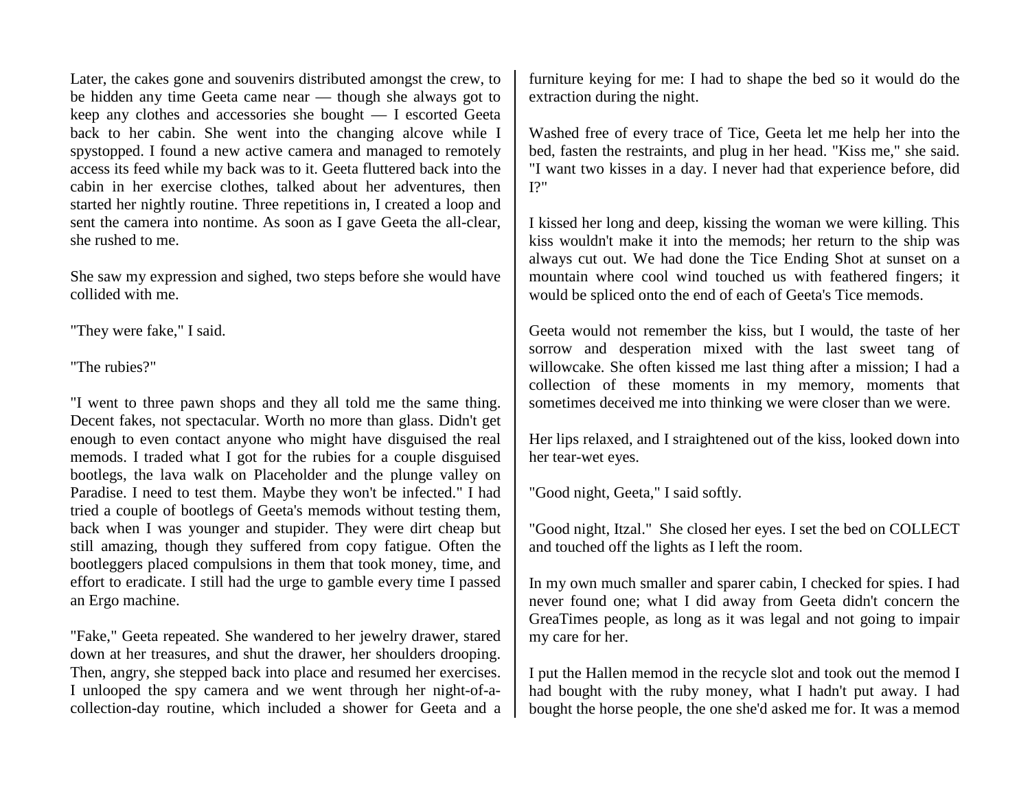Later, the cakes gone and souvenirs distributed amongst the crew, to be hidden any time Geeta came near — though she always got to keep any clothes and accessories she bought — I escorted Geeta back to her cabin. She went into the changing alcove while I spystopped. I found a new active camera and managed to remotely access its feed while my back was to it. Geeta fluttered back into the cabin in her exercise clothes, talked about her adventures, then started her nightly routine. Three repetitions in, I created a loop and sent the camera into nontime. As soon as I gave Geeta the all-clear, she rushed to me.

She saw my expression and sighed, two steps before she would have collided with me.

"They were fake," I said.

"The rubies?"

"I went to three pawn shops and they all told me the same thing. Decent fakes, not spectacular. Worth no more than glass. Didn't get enough to even contact anyone who might have disguised the real memods. I traded what I got for the rubies for a couple disguised bootlegs, the lava walk on Placeholder and the plunge valley on Paradise. I need to test them. Maybe they won't be infected." I had tried a couple of bootlegs of Geeta's memods without testing them, back when I was younger and stupider. They were dirt cheap but still amazing, though they suffered from copy fatigue. Often the bootleggers placed compulsions in them that took money, time, and effort to eradicate. I still had the urge to gamble every time I passed an Ergo machine.

"Fake," Geeta repeated. She wandered to her jewelry drawer, stared down at her treasures, and shut the drawer, her shoulders drooping. Then, angry, she stepped back into place and resumed her exercises. I unlooped the spy camera and we went through her night-of-a-collection-day routine, which included a shower for Geeta and a furniture keying for me: I had to shape the bed so it would do the extraction during the night.

Washed free of every trace of Tice, Geeta let me help her into the bed, fasten the restraints, and plug in her head. "Kiss me," she said. "I want two kisses in a day. I never had that experience before, did I?"

I kissed her long and deep, kissing the woman we were killing. This kiss wouldn't make it into the memods; her return to the ship was always cut out. We had done the Tice Ending Shot at sunset on a mountain where cool wind touched us with feathered fingers; it would be spliced onto the end of each of Geeta's Tice memods.

Geeta would not remember the kiss, but I would, the taste of her sorrow and desperation mixed with the last sweet tang of willowcake. She often kissed me last thing after a mission; I had a collection of these moments in my memory, moments that sometimes deceived me into thinking we were closer than we were.

Her lips relaxed, and I straightened out of the kiss, looked down into her tear-wet eyes.

"Good night, Geeta," I said softly.

"Good night, Itzal." She closed her eyes. I set the bed on COLLECT and touched off the lights as I left the room.

In my own much smaller and sparer cabin, I checked for spies. I had never found one; what I did away from Geeta didn't concern the GreaTimes people, as long as it was legal and not going to impair my care for her.

I put the Hallen memod in the recycle slot and took out the memod I had bought with the ruby money, what I hadn't put away. I had bought the horse people, the one she'd asked me for. It was a memod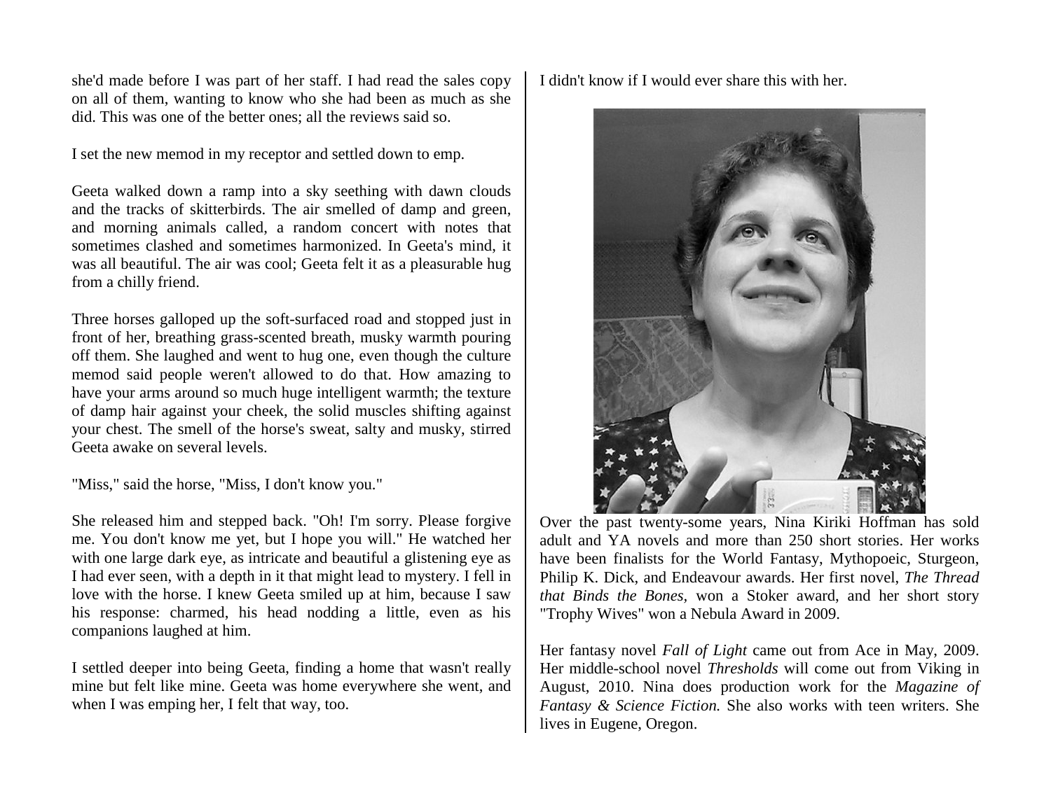she'd made before I was part of her staff. I had read the sales copy on all of them, wanting to know who she had been as much as she did. This was one of the better ones; all the reviews said so.

I set the new memod in my receptor and settled down to emp.

Geeta walked down a ramp into a sky seething with dawn clouds and the tracks of skitterbirds. The air smelled of damp and green, and morning animals called, a random concert with notes that sometimes clashed and sometimes harmonized. In Geeta's mind, it was all beautiful. The air was cool; Geeta felt it as a pleasurable hug from a chilly friend.

Three horses galloped up the soft-surfaced road and stopped just in front of her, breathing grass-scented breath, musky warmth pouring off them. She laughed and went to hug one, even though the culture memod said people weren't allowed to do that. How amazing to have your arms around so much huge intelligent warmth; the texture of damp hair against your cheek, the solid muscles shifting against your chest. The smell of the horse's sweat, salty and musky, stirred Geeta awake on several levels.

"Miss," said the horse, "Miss, I don't know you."

She released him and stepped back. "Oh! I'm sorry. Please forgive me. You don't know me yet, but I hope you will." He watched her with one large dark eye, as intricate and beautiful a glistening eye as I had ever seen, with a depth in it that might lead to mystery. I fell in love with the horse. I knew Geeta smiled up at him, because I saw his response: charmed, his head nodding a little, even as his companions laughed at him.

I settled deeper into being Geeta, finding a home that wasn't really mine but felt like mine. Geeta was home everywhere she went, and when I was emping her, I felt that way, too.

I didn't know if I would ever share this with her.

Over the past twenty-some years, Nina Kiriki Hoffman has sold adult and YA novels and more than 250 short stories. Her works have been finalists for the World Fantasy, Mythopoeic, Sturgeon, Philip K. Dick, and Endeavour awards. Her first novel, *The Thread that Binds the Bones*, won a Stoker award, and her short story "Trophy Wives" won a Nebula Award in 2009.

Her fantasy novel *Fall of Light* came out from Ace in May, 2009. Her middle-school novel *Thresholds* will come out from Viking in August, 2010. Nina does production work for the *Magazine of Fantasy & Science Fiction.* She also works with teen writers. She lives in Eugene, Oregon.